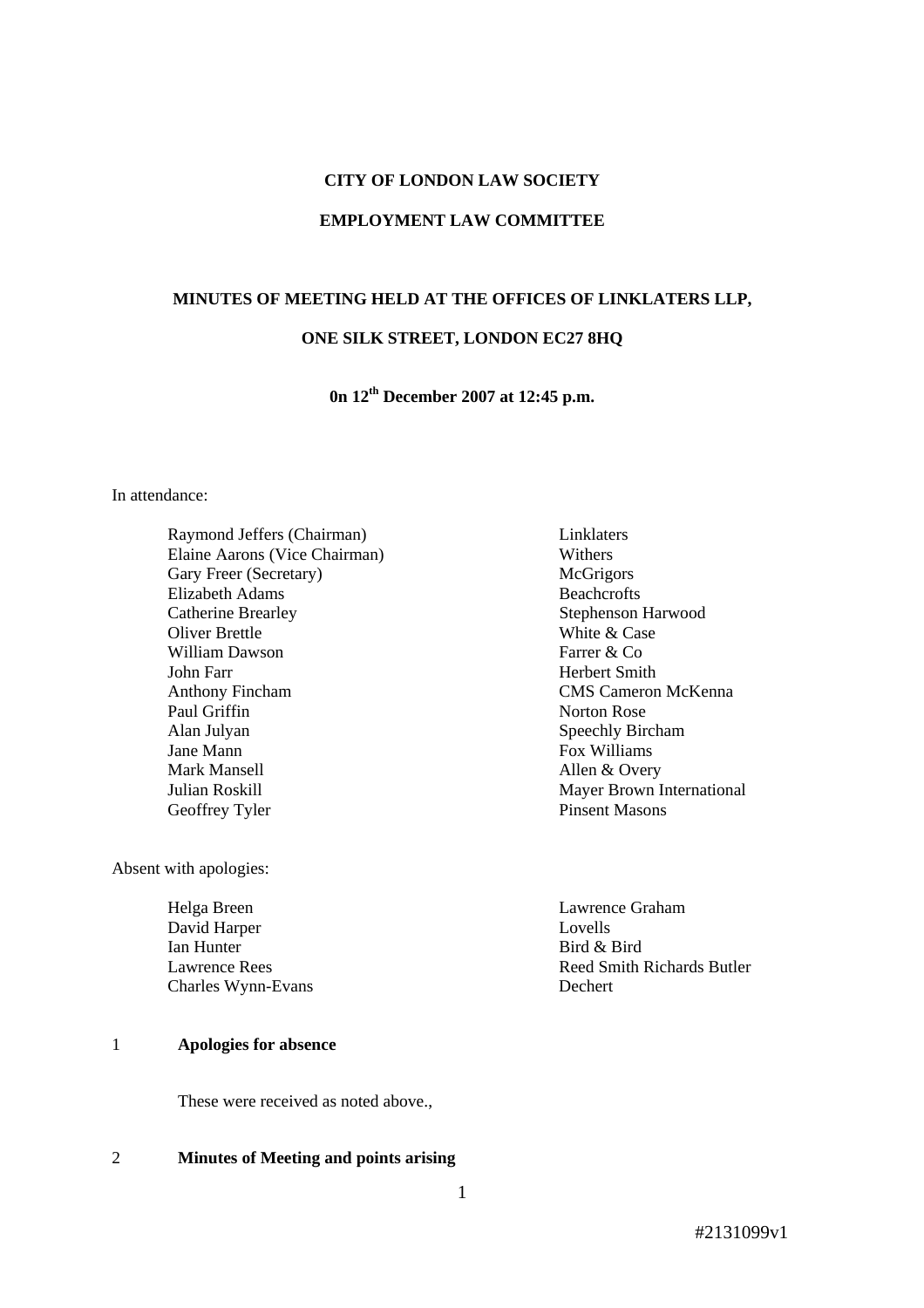**CITY OF LONDON LAW SOCIETY**

**EMPLOYMENT LAW COMMITTEE**

**MINUTES OF MEETING HELD AT THE OFFICES OF LINKLATERS LLP,**

**ONE SILK STREET, LONDON EC27 8HQ**

**0n 12th December 2007 at 12:45 p.m.**

In attendance:

| | |
|---|---|
| Raymond Jeffers (Chairman) | Linklaters |
| Elaine Aarons (Vice Chairman) | Withers |
| Gary Freer (Secretary) | McGrigors |
| Elizabeth Adams | Beachcrofts |
| Catherine Brearley | Stephenson Harwood |
| Oliver Brettle | White & Case |
| William Dawson | Farrer & Co |
| John Farr | Herbert Smith |
| Anthony Fincham | CMS Cameron McKenna |
| Paul Griffin | Norton Rose |
| Alan Julyan | Speechly Bircham |
| Jane Mann | Fox Williams |
| Mark Mansell | Allen & Overy |
| Julian Roskill | Mayer Brown International |
| Geoffrey Tyler | Pinsent Masons |

Absent with apologies:

| | |
|---|---|
| Helga Breen | Lawrence Graham |
| David Harper | Lovells |
| Ian Hunter | Bird & Bird |
| Lawrence Rees | Reed Smith Richards Butler |
| Charles Wynn-Evans | Dechert |

1 **Apologies for absence**

These were received as noted above.,

2 **Minutes of Meeting and points arising**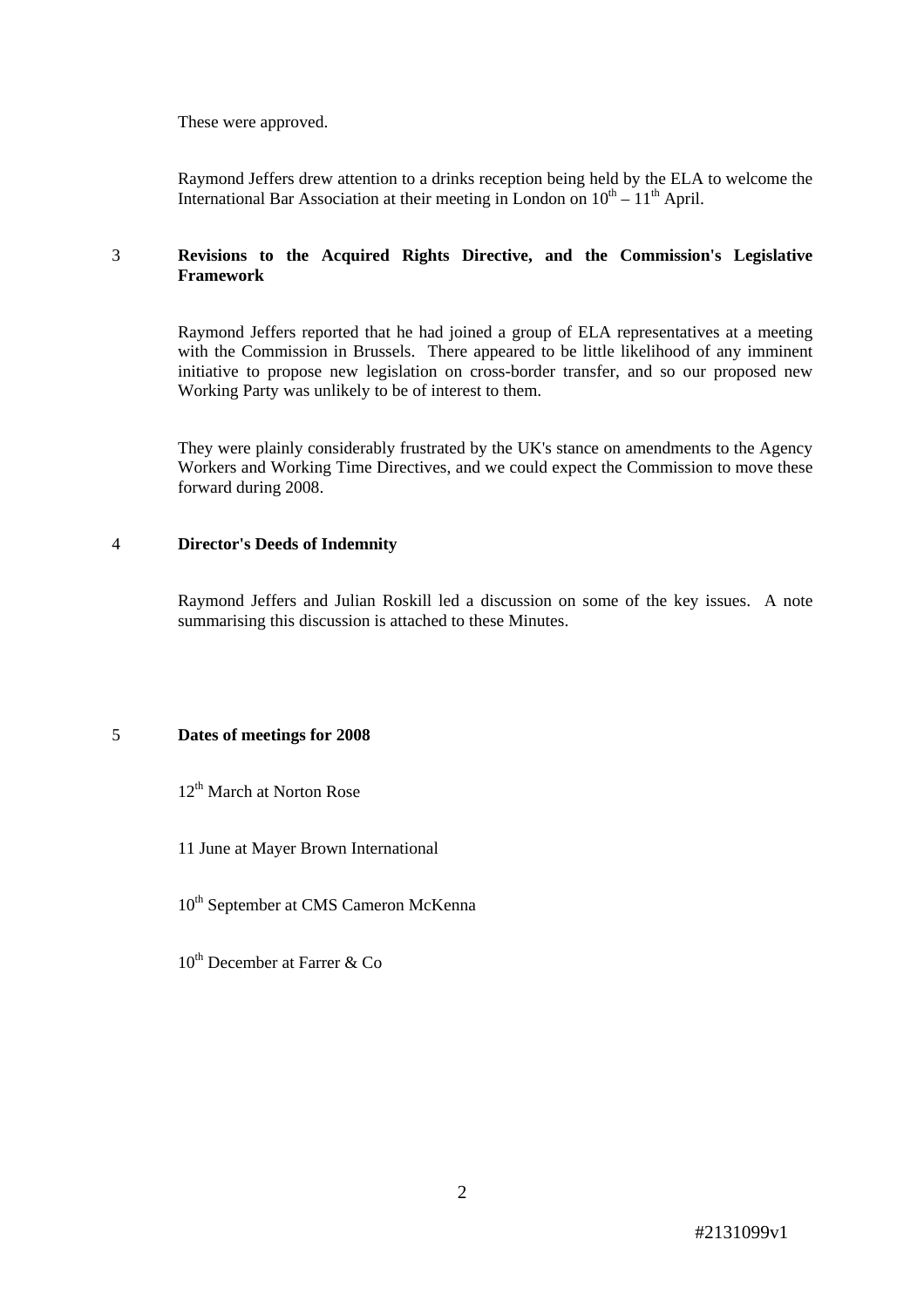These were approved.

Raymond Jeffers drew attention to a drinks reception being held by the ELA to welcome the International Bar Association at their meeting in London on 10th – 11th April.

## 3 Revisions to the Acquired Rights Directive, and the Commission's Legislative Framework

Raymond Jeffers reported that he had joined a group of ELA representatives at a meeting with the Commission in Brussels. There appeared to be little likelihood of any imminent initiative to propose new legislation on cross-border transfer, and so our proposed new Working Party was unlikely to be of interest to them.

They were plainly considerably frustrated by the UK's stance on amendments to the Agency Workers and Working Time Directives, and we could expect the Commission to move these forward during 2008.

## 4 Director's Deeds of Indemnity

Raymond Jeffers and Julian Roskill led a discussion on some of the key issues. A note summarising this discussion is attached to these Minutes.

## 5 Dates of meetings for 2008

12th March at Norton Rose

11 June at Mayer Brown International

10th September at CMS Cameron McKenna

10th December at Farrer & Co

#2131099v1